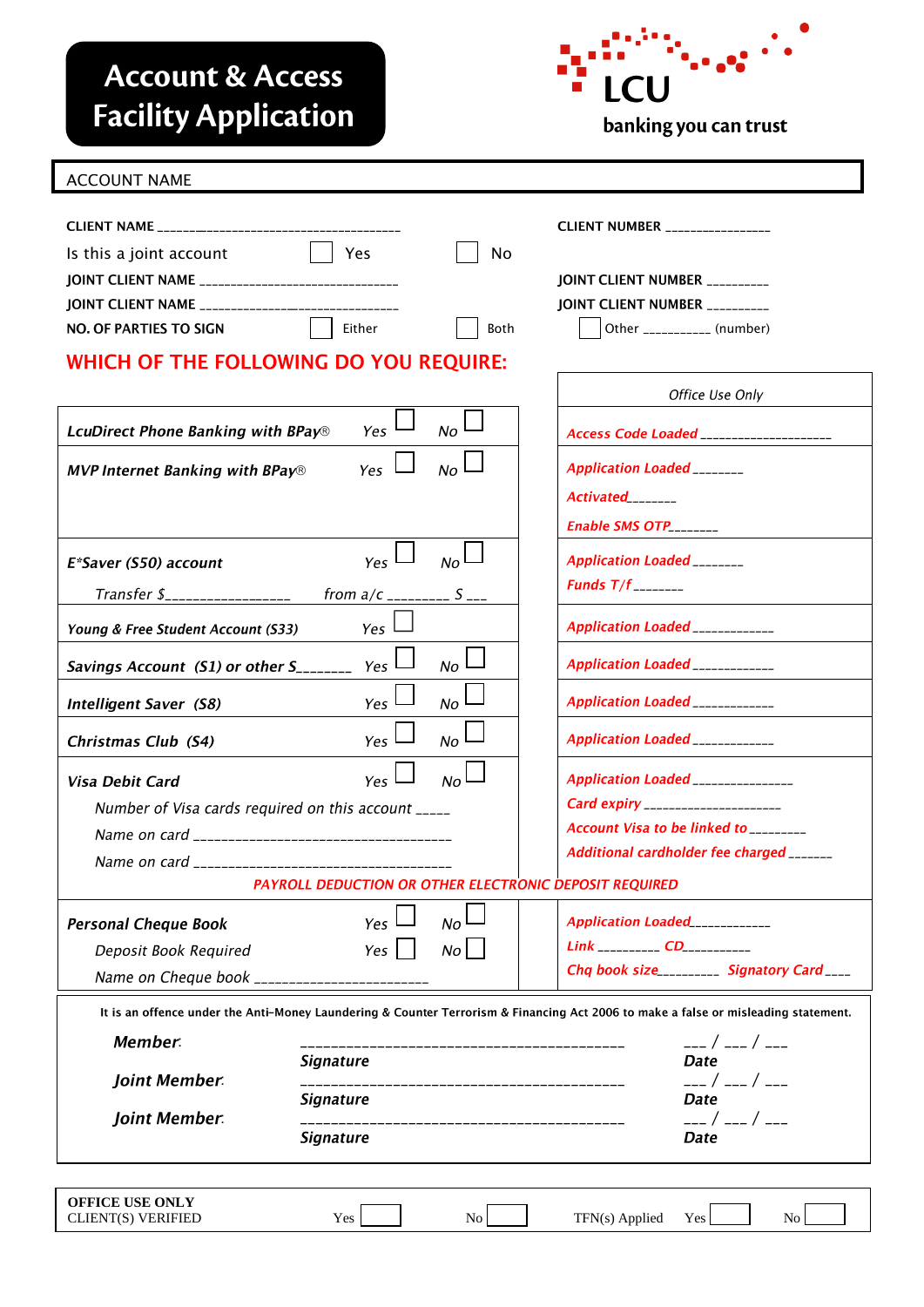# Account & Access Facility Application

**LCU**
banking you can trust

ACCOUNT NAME

CLIENT NAME ______________________________________ CLIENT NUMBER ________________

Is this a joint account ☐ Yes ☐ No

JOINT CLIENT NUMBER __________ JOINT CLIENT NAME _______________________________

JOINT CLIENT NUMBER __________ JOINT CLIENT NAME _______________________________

NO. OF PARTIES TO SIGN ☐ Either ☐ Both ☐ Other ___________ (number)

## WHICH OF THE FOLLOWING DO YOU REQUIRE:

| | | Office Use Only |
|---|---|---|
| ***LcuDirect Phone Banking with BPay®*** | *Yes* ☐ *No* ☐ | *Access Code Loaded ____________________* |
| ***MVP Internet Banking with BPay®*** | *Yes* ☐ *No* ☐ | *Application Loaded ________*<br>*Activated________*<br>*Enable SMS OTP________* |
| ***E*Saver (S50) account***<br>*Transfer $__________________ from a/c _________ S ___* | *Yes* ☐ *No* ☐ | *Application Loaded ________*<br>*Funds T/f________* |
| ***Young & Free Student Account (S33)*** | *Yes* ☐ | *Application Loaded _____________* |
| ***Savings Account (S1) or other S________*** | *Yes* ☐ *No* ☐ | *Application Loaded _____________* |
| ***Intelligent Saver (S8)*** | *Yes* ☐ *No* ☐ | *Application Loaded _____________* |
| ***Christmas Club (S4)*** | *Yes* ☐ *No* ☐ | *Application Loaded _____________* |
| ***Visa Debit Card***<br>*Number of Visa cards required on this account _____*<br>*Name on card ____________________________________*<br>*Name on card ____________________________________* | *Yes* ☐ *No* ☐ | *Application Loaded ________________*<br>*Card expiry ______________________*<br>*Account Visa to be linked to _________*<br>*Additional cardholder fee charged _______* |
| ***PAYROLL DEDUCTION OR OTHER ELECTRONIC DEPOSIT REQUIRED*** | | |
| ***Personal Cheque Book***<br>*Deposit Book Required*<br>*Name on Cheque book _________________________* | *Yes* ☐ *No* ☐<br>*Yes* ☐ *No* ☐ | *Application Loaded_____________*<br>*Link __________ CD__________*<br>*Chq book size_________ Signatory Card ____* |

It is an offence under the Anti-Money Laundering & Counter Terrorism & Financing Act 2006 to make a false or misleading statement.

***Member:*** _________________________________________ ___ / ___ / ___
**Signature** **Date**

***Joint Member:*** _________________________________________ ___ / ___ / ___
**Signature** **Date**

***Joint Member:*** _________________________________________ ___ / ___ / ___
**Signature** **Date**

**OFFICE USE ONLY**
CLIENT(S) VERIFIED Yes ☐ No ☐ TFN(s) Applied Yes ☐ No ☐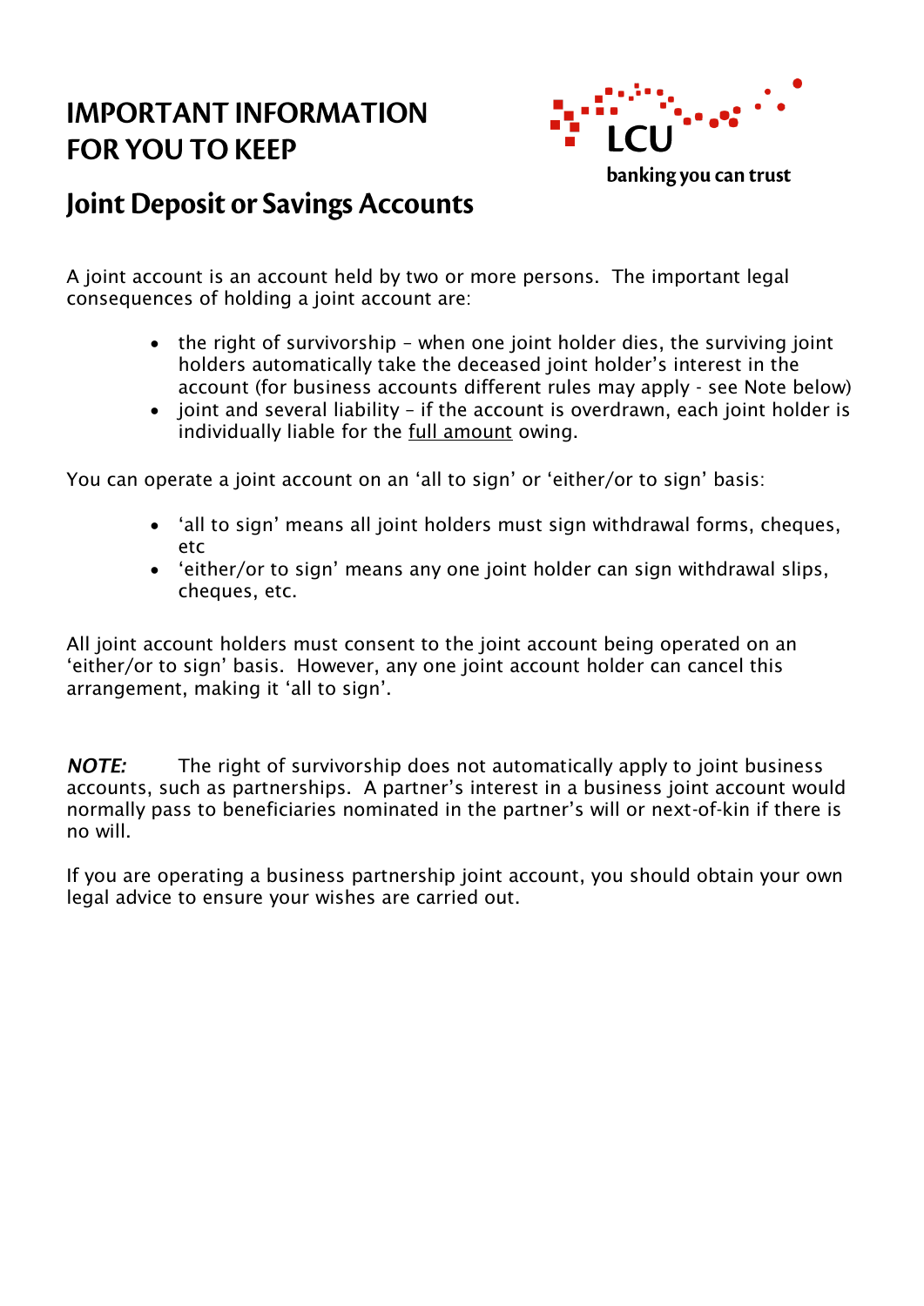# IMPORTANT INFORMATION FOR YOU TO KEEP

LCU

banking you can trust

## Joint Deposit or Savings Accounts

A joint account is an account held by two or more persons. The important legal consequences of holding a joint account are:

- the right of survivorship – when one joint holder dies, the surviving joint holders automatically take the deceased joint holder's interest in the account (for business accounts different rules may apply - see Note below)
- joint and several liability – if the account is overdrawn, each joint holder is individually liable for the full amount owing.

You can operate a joint account on an 'all to sign' or 'either/or to sign' basis:

- 'all to sign' means all joint holders must sign withdrawal forms, cheques, etc
- 'either/or to sign' means any one joint holder can sign withdrawal slips, cheques, etc.

All joint account holders must consent to the joint account being operated on an 'either/or to sign' basis. However, any one joint account holder can cancel this arrangement, making it 'all to sign'.

***NOTE:*** The right of survivorship does not automatically apply to joint business accounts, such as partnerships. A partner's interest in a business joint account would normally pass to beneficiaries nominated in the partner's will or next-of-kin if there is no will.

If you are operating a business partnership joint account, you should obtain your own legal advice to ensure your wishes are carried out.